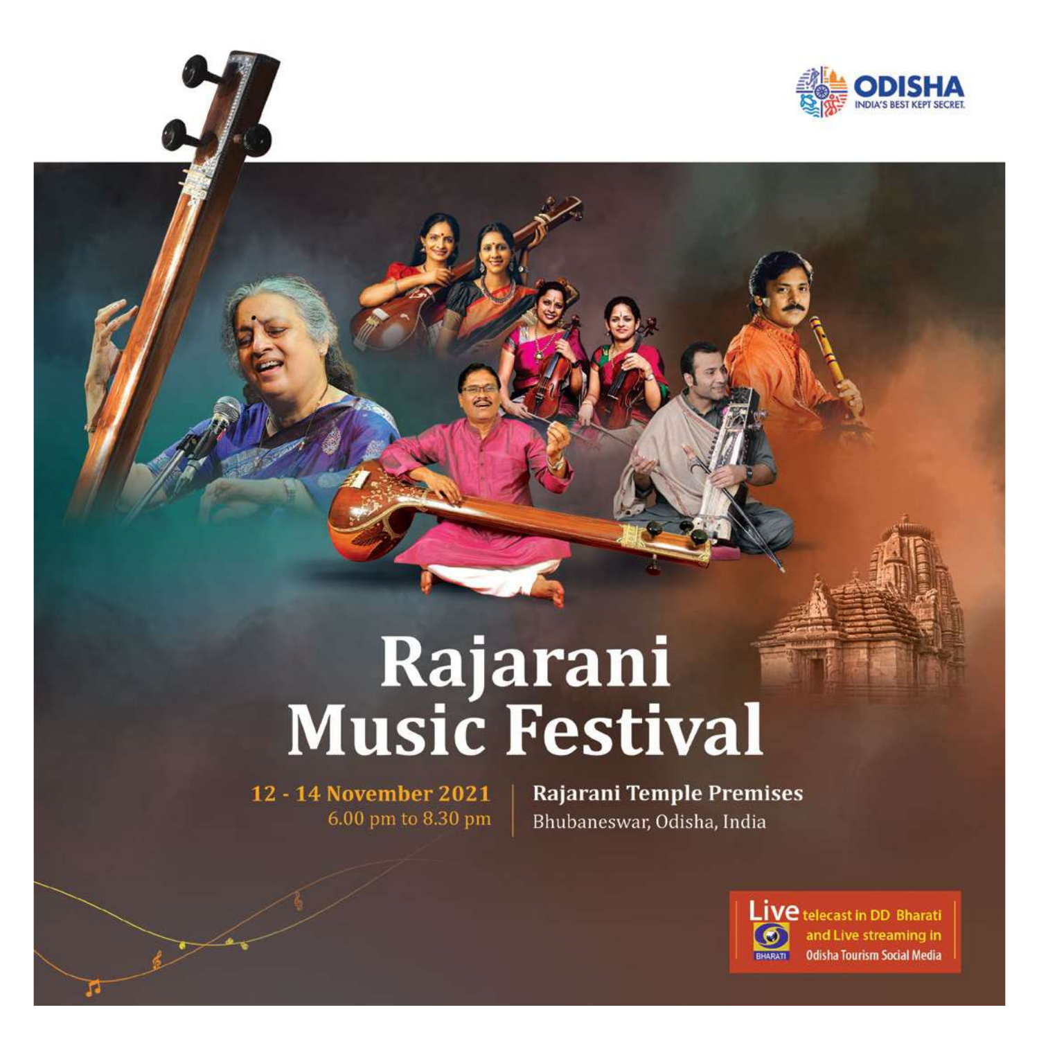ODISHA
INDIA'S BEST KEPT SECRET

# Rajarani Music Festival

**12 - 14 November 2021**
6.00 pm to 8.30 pm

**Rajarani Temple Premises**
Bhubaneswar, Odisha, India

Live telecast in DD Bharati and Live streaming in Odisha Tourism Social Media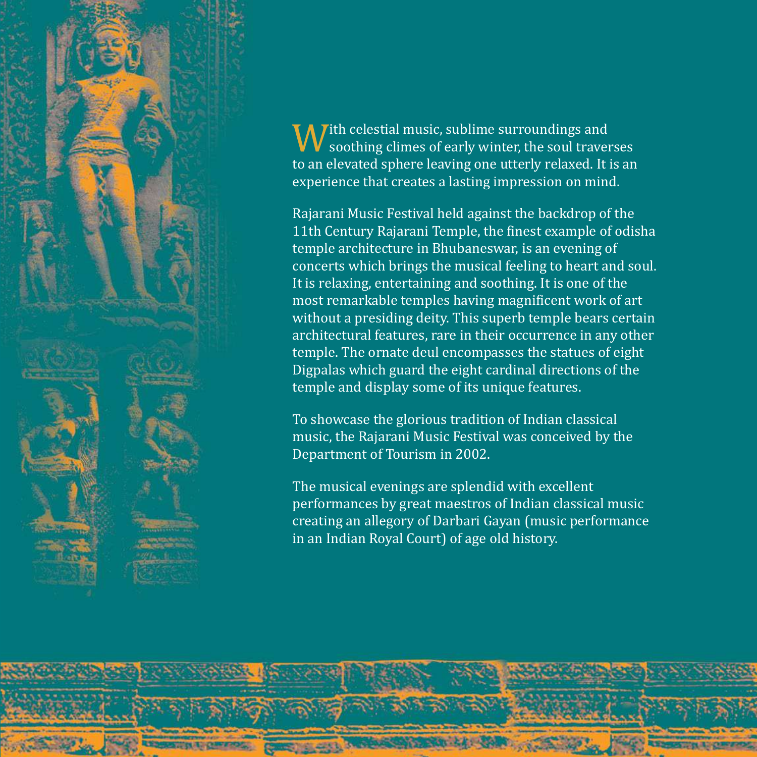With celestial music, sublime surroundings and soothing climes of early winter, the soul traverses to an elevated sphere leaving one utterly relaxed. It is an experience that creates a lasting impression on mind.

Rajarani Music Festival held against the backdrop of the 11th Century Rajarani Temple, the finest example of odisha temple architecture in Bhubaneswar, is an evening of concerts which brings the musical feeling to heart and soul. It is relaxing, entertaining and soothing. It is one of the most remarkable temples having magnificent work of art without a presiding deity. This superb temple bears certain architectural features, rare in their occurrence in any other temple. The ornate deul encompasses the statues of eight Digpalas which guard the eight cardinal directions of the temple and display some of its unique features.

To showcase the glorious tradition of Indian classical music, the Rajarani Music Festival was conceived by the Department of Tourism in 2002.

The musical evenings are splendid with excellent performances by great maestros of Indian classical music creating an allegory of Darbari Gayan (music performance in an Indian Royal Court) of age old history.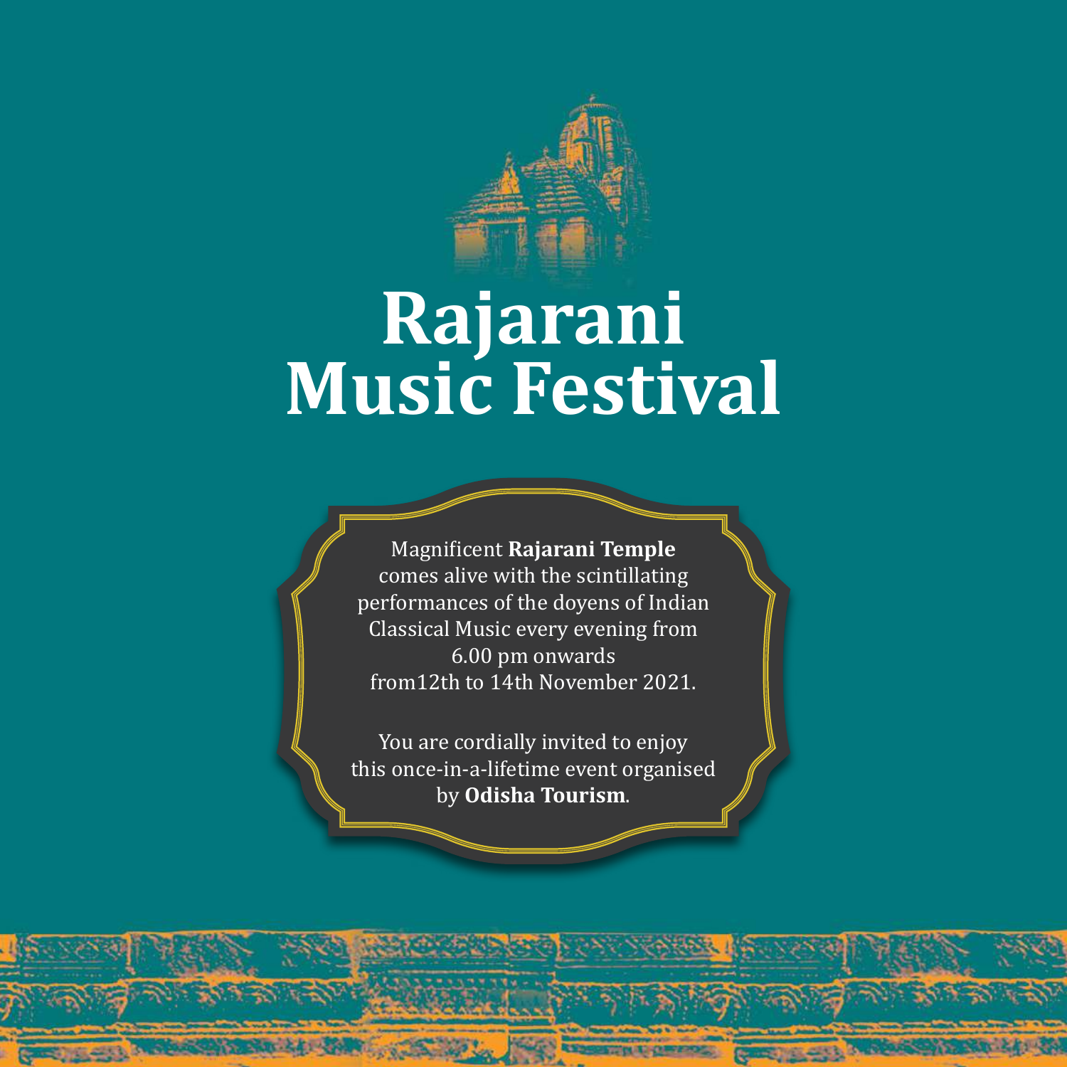# Rajarani Music Festival

Magnificent **Rajarani Temple** comes alive with the scintillating performances of the doyens of Indian Classical Music every evening from 6.00 pm onwards from12th to 14th November 2021.

You are cordially invited to enjoy this once-in-a-lifetime event organised by **Odisha Tourism**.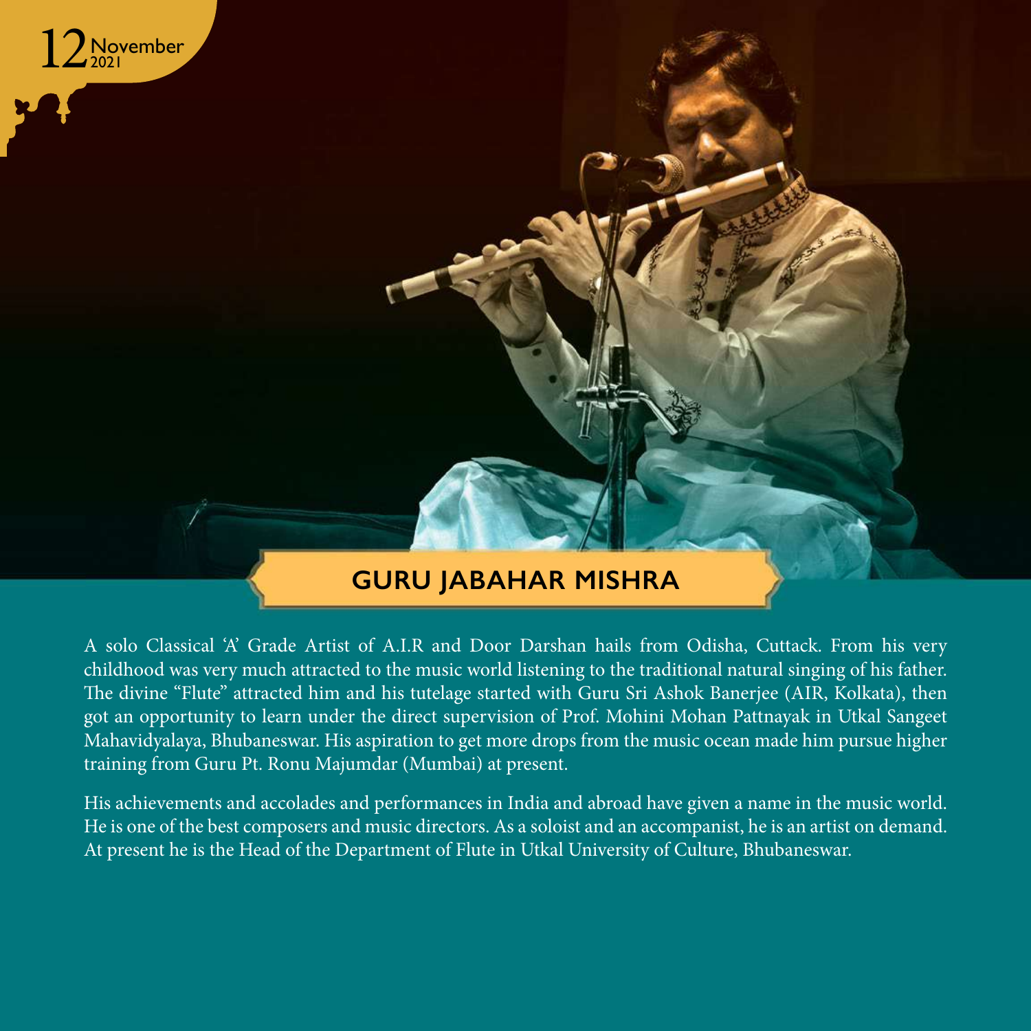12 November 2021

## GURU JABAHAR MISHRA

A solo Classical 'A' Grade Artist of A.I.R and Door Darshan hails from Odisha, Cuttack. From his very childhood was very much attracted to the music world listening to the traditional natural singing of his father. The divine "Flute" attracted him and his tutelage started with Guru Sri Ashok Banerjee (AIR, Kolkata), then got an opportunity to learn under the direct supervision of Prof. Mohini Mohan Pattnayak in Utkal Sangeet Mahavidyalaya, Bhubaneswar. His aspiration to get more drops from the music ocean made him pursue higher training from Guru Pt. Ronu Majumdar (Mumbai) at present.

His achievements and accolades and performances in India and abroad have given a name in the music world. He is one of the best composers and music directors. As a soloist and an accompanist, he is an artist on demand. At present he is the Head of the Department of Flute in Utkal University of Culture, Bhubaneswar.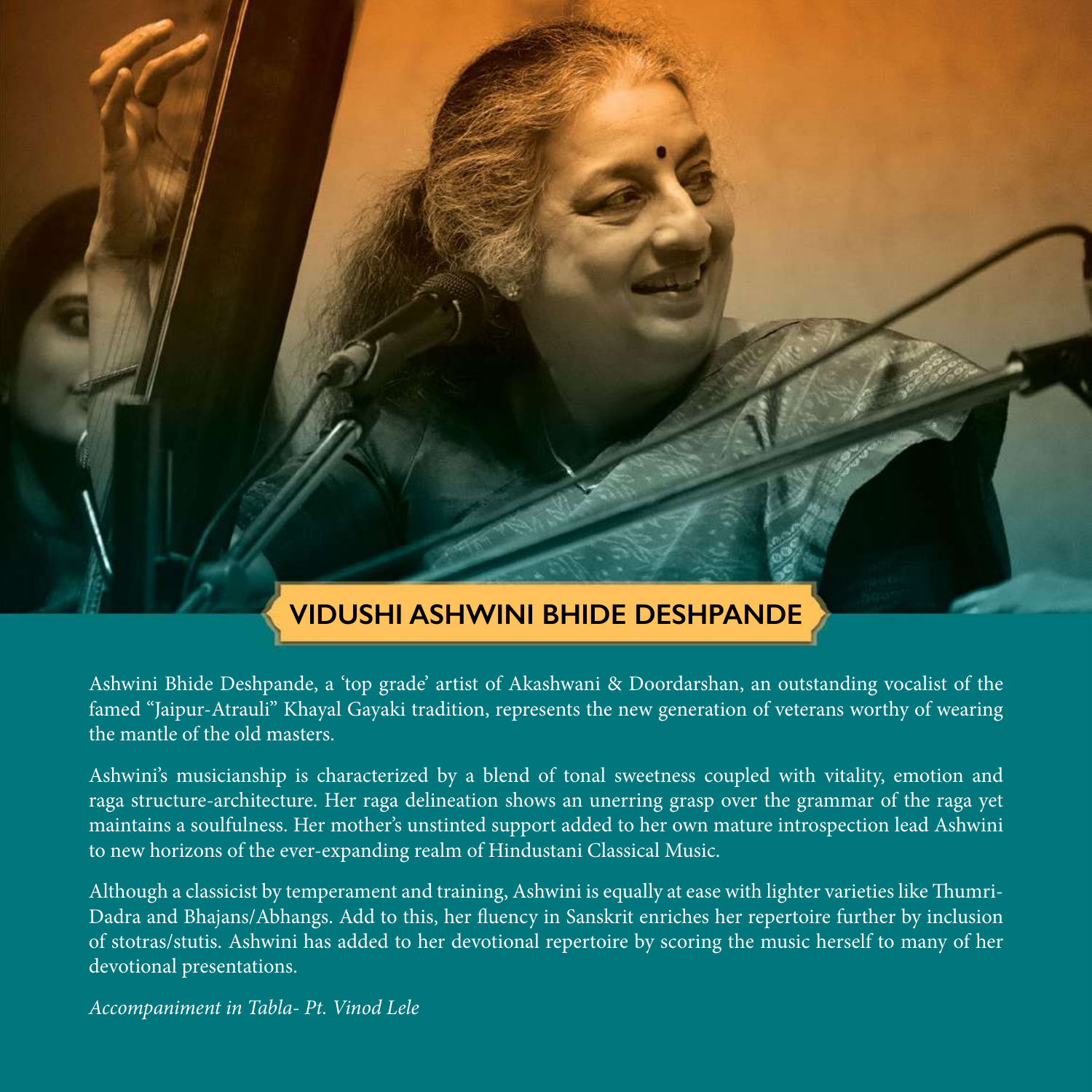## VIDUSHI ASHWINI BHIDE DESHPANDE

Ashwini Bhide Deshpande, a 'top grade' artist of Akashwani & Doordarshan, an outstanding vocalist of the famed "Jaipur-Atrauli" Khayal Gayaki tradition, represents the new generation of veterans worthy of wearing the mantle of the old masters.

Ashwini's musicianship is characterized by a blend of tonal sweetness coupled with vitality, emotion and raga structure-architecture. Her raga delineation shows an unerring grasp over the grammar of the raga yet maintains a soulfulness. Her mother's unstinted support added to her own mature introspection lead Ashwini to new horizons of the ever-expanding realm of Hindustani Classical Music.

Although a classicist by temperament and training, Ashwini is equally at ease with lighter varieties like Thumri-Dadra and Bhajans/Abhangs. Add to this, her fluency in Sanskrit enriches her repertoire further by inclusion of stotras/stutis. Ashwini has added to her devotional repertoire by scoring the music herself to many of her devotional presentations.

*Accompaniment in Tabla- Pt. Vinod Lele*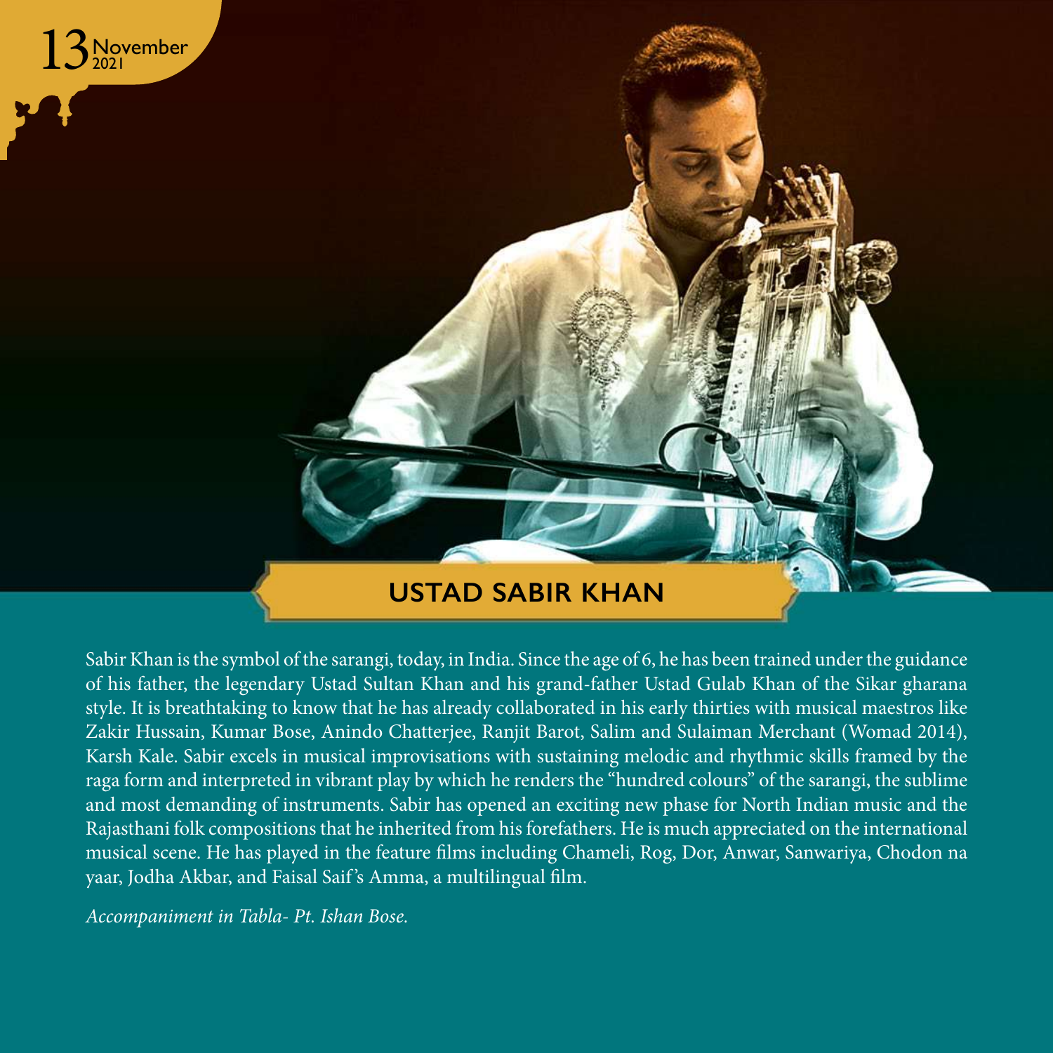13 November 2021

## USTAD SABIR KHAN

Sabir Khan is the symbol of the sarangi, today, in India. Since the age of 6, he has been trained under the guidance of his father, the legendary Ustad Sultan Khan and his grand-father Ustad Gulab Khan of the Sikar gharana style. It is breathtaking to know that he has already collaborated in his early thirties with musical maestros like Zakir Hussain, Kumar Bose, Anindo Chatterjee, Ranjit Barot, Salim and Sulaiman Merchant (Womad 2014), Karsh Kale. Sabir excels in musical improvisations with sustaining melodic and rhythmic skills framed by the raga form and interpreted in vibrant play by which he renders the "hundred colours" of the sarangi, the sublime and most demanding of instruments. Sabir has opened an exciting new phase for North Indian music and the Rajasthani folk compositions that he inherited from his forefathers. He is much appreciated on the international musical scene. He has played in the feature films including Chameli, Rog, Dor, Anwar, Sanwariya, Chodon na yaar, Jodha Akbar, and Faisal Saif's Amma, a multilingual film.

*Accompaniment in Tabla- Pt. Ishan Bose.*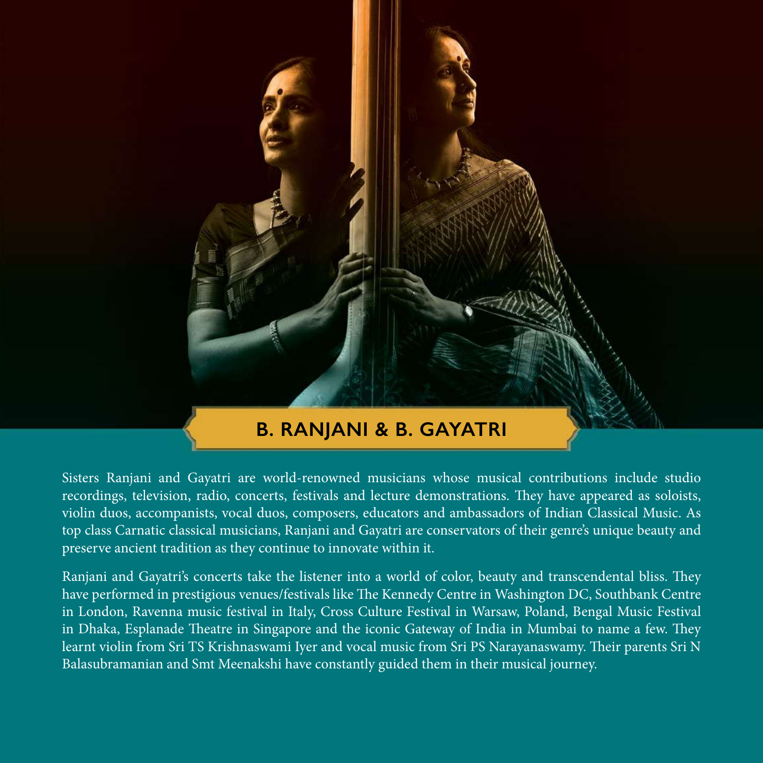## B. RANJANI & B. GAYATRI

Sisters Ranjani and Gayatri are world-renowned musicians whose musical contributions include studio recordings, television, radio, concerts, festivals and lecture demonstrations. They have appeared as soloists, violin duos, accompanists, vocal duos, composers, educators and ambassadors of Indian Classical Music. As top class Carnatic classical musicians, Ranjani and Gayatri are conservators of their genre's unique beauty and preserve ancient tradition as they continue to innovate within it.

Ranjani and Gayatri's concerts take the listener into a world of color, beauty and transcendental bliss. They have performed in prestigious venues/festivals like The Kennedy Centre in Washington DC, Southbank Centre in London, Ravenna music festival in Italy, Cross Culture Festival in Warsaw, Poland, Bengal Music Festival in Dhaka, Esplanade Theatre in Singapore and the iconic Gateway of India in Mumbai to name a few. They learnt violin from Sri TS Krishnaswami Iyer and vocal music from Sri PS Narayanaswamy. Their parents Sri N Balasubramanian and Smt Meenakshi have constantly guided them in their musical journey.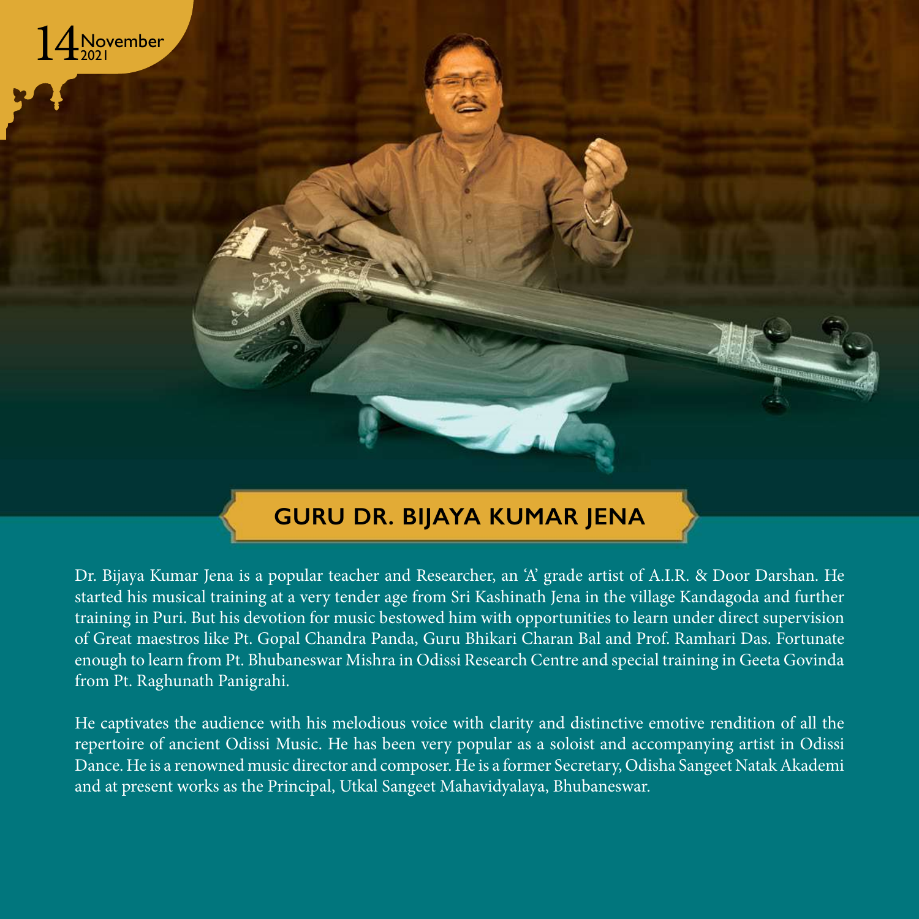14 November 2021

## GURU DR. BIJAYA KUMAR JENA

Dr. Bijaya Kumar Jena is a popular teacher and Researcher, an 'A' grade artist of A.I.R. & Door Darshan. He started his musical training at a very tender age from Sri Kashinath Jena in the village Kandagoda and further training in Puri. But his devotion for music bestowed him with opportunities to learn under direct supervision of Great maestros like Pt. Gopal Chandra Panda, Guru Bhikari Charan Bal and Prof. Ramhari Das. Fortunate enough to learn from Pt. Bhubaneswar Mishra in Odissi Research Centre and special training in Geeta Govinda from Pt. Raghunath Panigrahi.

He captivates the audience with his melodious voice with clarity and distinctive emotive rendition of all the repertoire of ancient Odissi Music. He has been very popular as a soloist and accompanying artist in Odissi Dance. He is a renowned music director and composer. He is a former Secretary, Odisha Sangeet Natak Akademi and at present works as the Principal, Utkal Sangeet Mahavidyalaya, Bhubaneswar.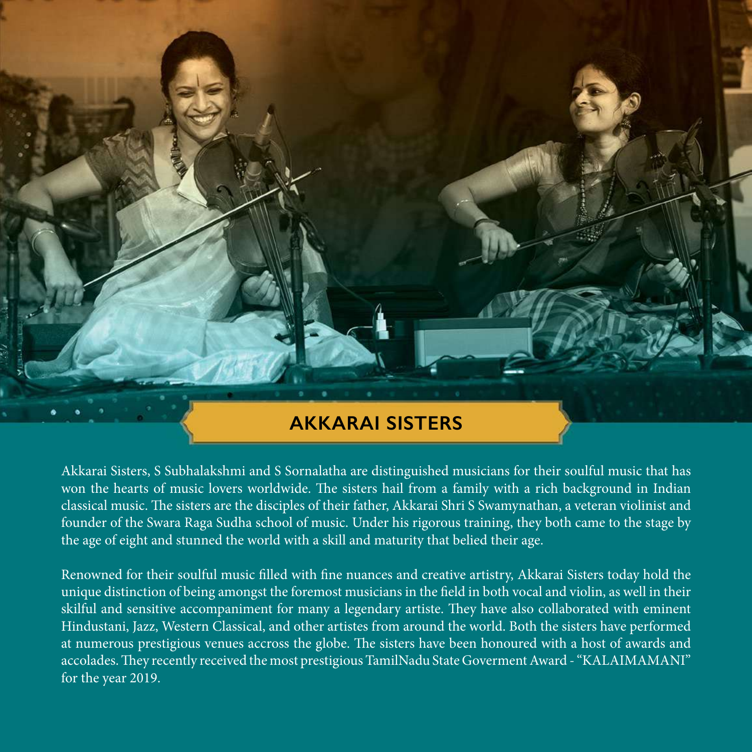## AKKARAI SISTERS

Akkarai Sisters, S Subhalakshmi and S Sornalatha are distinguished musicians for their soulful music that has won the hearts of music lovers worldwide. The sisters hail from a family with a rich background in Indian classical music. The sisters are the disciples of their father, Akkarai Shri S Swamynathan, a veteran violinist and founder of the Swara Raga Sudha school of music. Under his rigorous training, they both came to the stage by the age of eight and stunned the world with a skill and maturity that belied their age.

Renowned for their soulful music filled with fine nuances and creative artistry, Akkarai Sisters today hold the unique distinction of being amongst the foremost musicians in the field in both vocal and violin, as well in their skilful and sensitive accompaniment for many a legendary artiste. They have also collaborated with eminent Hindustani, Jazz, Western Classical, and other artistes from around the world. Both the sisters have performed at numerous prestigious venues accross the globe. The sisters have been honoured with a host of awards and accolades. They recently received the most prestigious TamilNadu State Goverment Award - "KALAIMAMANI" for the year 2019.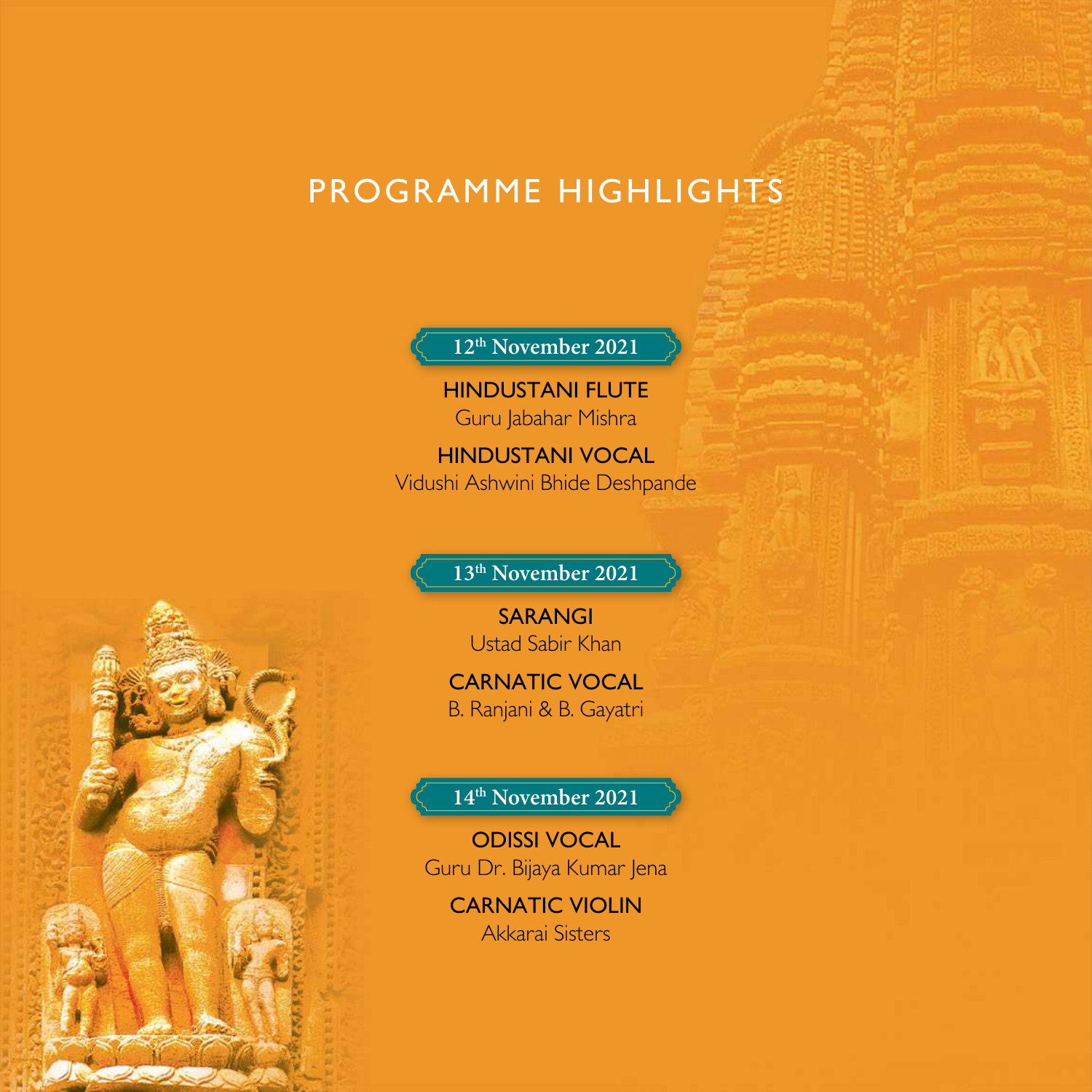# PROGRAMME HIGHLIGHTS

## 12th November 2021

**HINDUSTANI FLUTE**
Guru Jabahar Mishra

**HINDUSTANI VOCAL**
Vidushi Ashwini Bhide Deshpande

## 13th November 2021

**SARANGI**
Ustad Sabir Khan

**CARNATIC VOCAL**
B. Ranjani & B. Gayatri

## 14th November 2021

**ODISSI VOCAL**
Guru Dr. Bijaya Kumar Jena

**CARNATIC VIOLIN**
Akkarai Sisters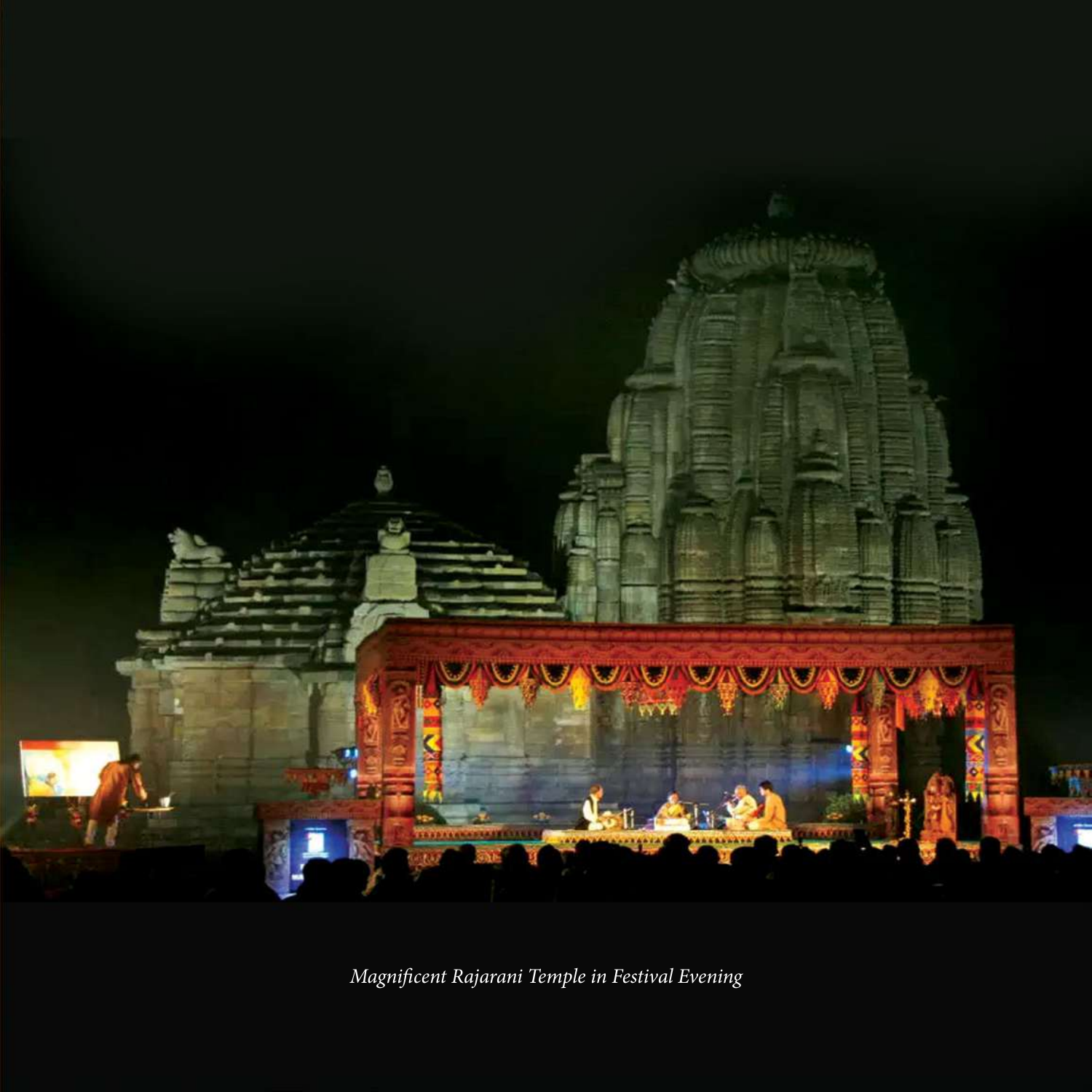*Magnificent Rajarani Temple in Festival Evening*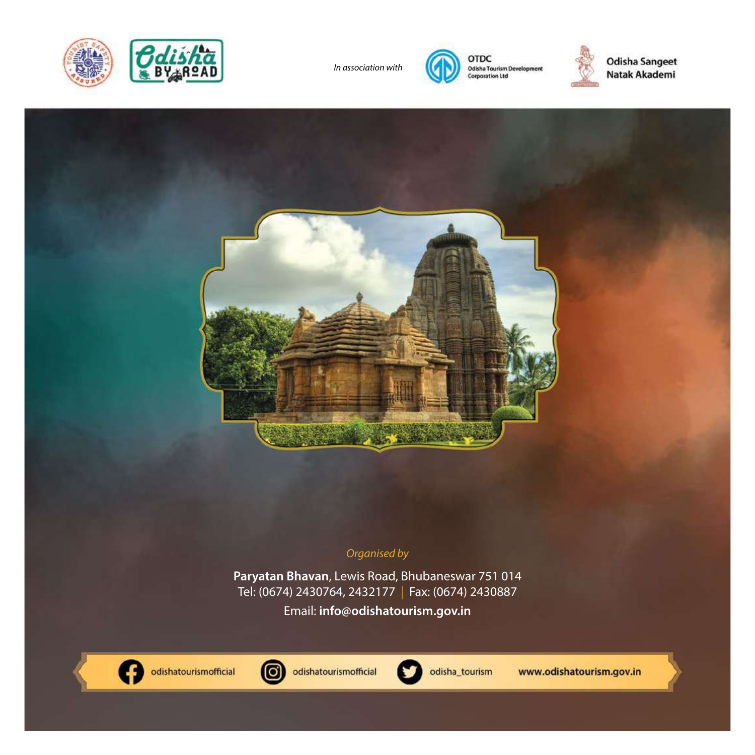*In association with*

OTDC
Odisha Tourism Development Corporation Ltd

Odisha Sangeet Natak Akademi

*Organised by*

**Paryatan Bhavan**, Lewis Road, Bhubaneswar 751 014
Tel: (0674) 2430764, 2432177 | Fax: (0674) 2430887
Email: **info@odishatourism.gov.in**

odishatourismofficial | odishatourismofficial | odisha_tourism | **www.odishatourism.gov.in**